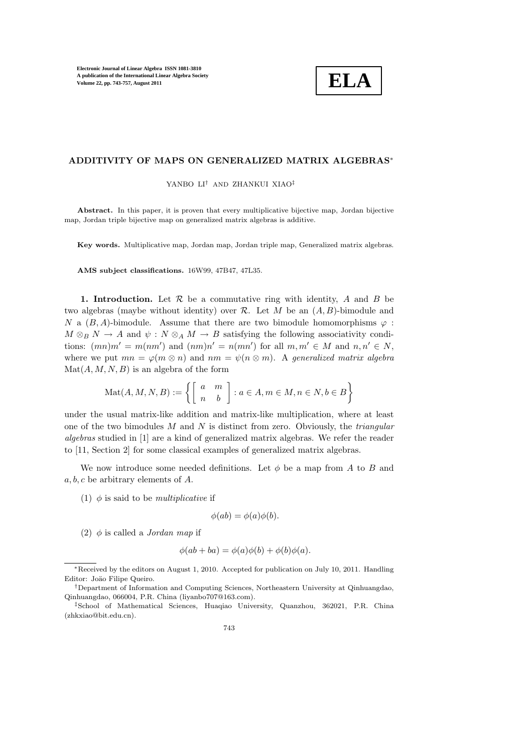# ADDITIVITY OF MAPS ON GENERALIZED MATRIX ALGEBRAS*

YANBO LI[†] AND ZHANKUI XIAO[‡]

**Abstract.** In this paper, it is proven that every multiplicative bijective map, Jordan bijective map, Jordan triple bijective map on generalized matrix algebras is additive.

**Key words.** Multiplicative map, Jordan map, Jordan triple map, Generalized matrix algebras.

**AMS subject classifications.** 16W99, 47B47, 47L35.

**1. Introduction.** Let $\mathcal{R}$ be a commutative ring with identity, $A$ and $B$ be two algebras (maybe without identity) over $\mathcal{R}$. Let $M$ be an $(A, B)$-bimodule and $N$ a $(B, A)$-bimodule. Assume that there are two bimodule homomorphisms $\varphi : M \otimes_B N \to A$ and $\psi : N \otimes_A M \to B$ satisfying the following associativity conditions: $(mn)m' = m(nm')$ and $(nm)n' = n(mn')$ for all $m, m' \in M$ and $n, n' \in N$, where we put $mn = \varphi(m \otimes n)$ and $nm = \psi(n \otimes m)$. A *generalized matrix algebra* $\mathrm{Mat}(A, M, N, B)$ is an algebra of the form

$$\mathrm{Mat}(A, M, N, B) := \left\{ \begin{bmatrix} a & m \\ n & b \end{bmatrix} : a \in A, m \in M, n \in N, b \in B \right\}$$

under the usual matrix-like addition and matrix-like multiplication, where at least one of the two bimodules $M$ and $N$ is distinct from zero. Obviously, the *triangular algebras* studied in [1] are a kind of generalized matrix algebras. We refer the reader to [11, Section 2] for some classical examples of generalized matrix algebras.

We now introduce some needed definitions. Let $\phi$ be a map from $A$ to $B$ and $a, b, c$ be arbitrary elements of $A$.

(1) $\phi$ is said to be *multiplicative* if

$$\phi(ab) = \phi(a)\phi(b).$$

(2) $\phi$ is called a *Jordan map* if

$$\phi(ab + ba) = \phi(a)\phi(b) + \phi(b)\phi(a).$$

---

*Received by the editors on August 1, 2010. Accepted for publication on July 10, 2011. Handling Editor: João Filipe Queiro.

[†]Department of Information and Computing Sciences, Northeastern University at Qinhuangdao, Qinhuangdao, 066004, P.R. China (liyanbo707@163.com).

[‡]School of Mathematical Sciences, Huaqiao University, Quanzhou, 362021, P.R. China (zhkxiao@bit.edu.cn).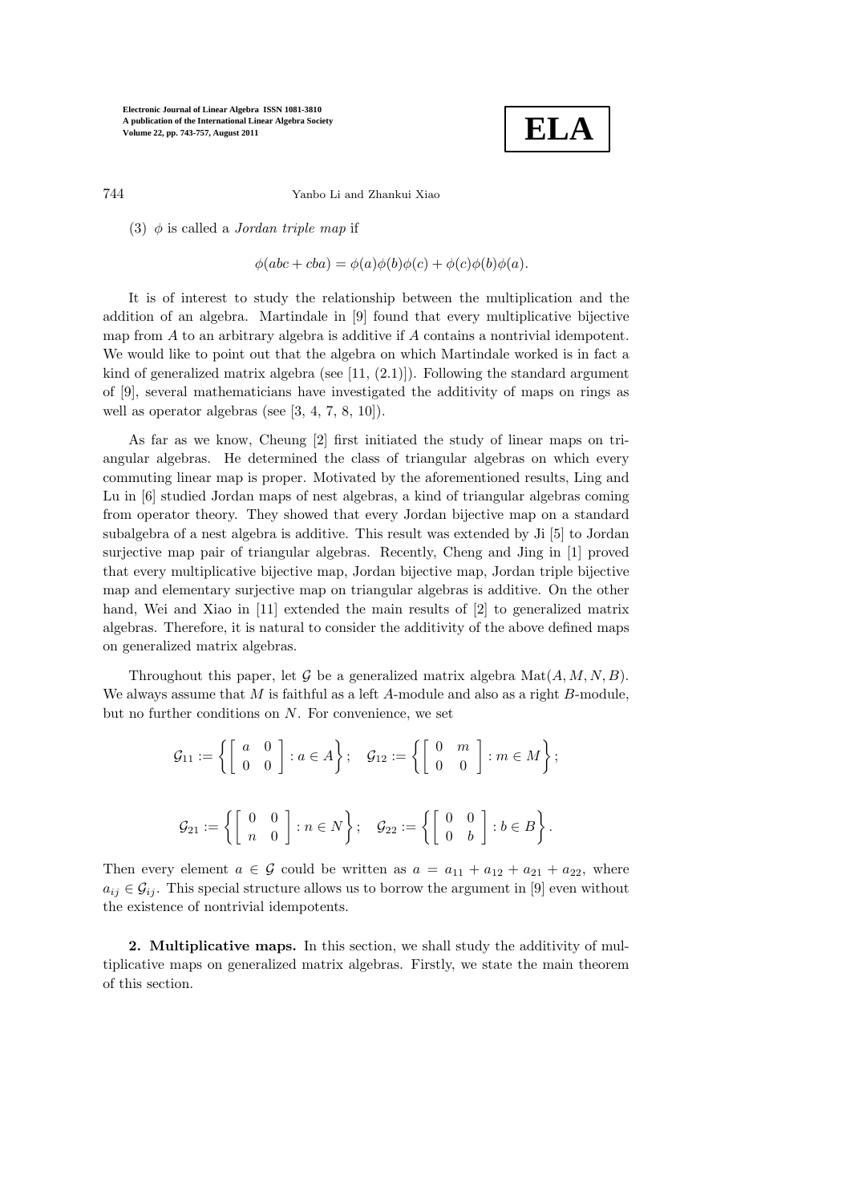(3) $\phi$ is called a *Jordan triple map* if

$$\phi(abc + cba) = \phi(a)\phi(b)\phi(c) + \phi(c)\phi(b)\phi(a).$$

It is of interest to study the relationship between the multiplication and the addition of an algebra. Martindale in [9] found that every multiplicative bijective map from $A$ to an arbitrary algebra is additive if $A$ contains a nontrivial idempotent. We would like to point out that the algebra on which Martindale worked is in fact a kind of generalized matrix algebra (see [11, (2.1)]). Following the standard argument of [9], several mathematicians have investigated the additivity of maps on rings as well as operator algebras (see [3, 4, 7, 8, 10]).

As far as we know, Cheung [2] first initiated the study of linear maps on triangular algebras. He determined the class of triangular algebras on which every commuting linear map is proper. Motivated by the aforementioned results, Ling and Lu in [6] studied Jordan maps of nest algebras, a kind of triangular algebras coming from operator theory. They showed that every Jordan bijective map on a standard subalgebra of a nest algebra is additive. This result was extended by Ji [5] to Jordan surjective map pair of triangular algebras. Recently, Cheng and Jing in [1] proved that every multiplicative bijective map, Jordan bijective map, Jordan triple bijective map and elementary surjective map on triangular algebras is additive. On the other hand, Wei and Xiao in [11] extended the main results of [2] to generalized matrix algebras. Therefore, it is natural to consider the additivity of the above defined maps on generalized matrix algebras.

Throughout this paper, let $\mathcal{G}$ be a generalized matrix algebra $\mathrm{Mat}(A, M, N, B)$. We always assume that $M$ is faithful as a left $A$-module and also as a right $B$-module, but no further conditions on $N$. For convenience, we set

$$\mathcal{G}_{11} := \left\{ \begin{bmatrix} a & 0 \\ 0 & 0 \end{bmatrix} : a \in A \right\}; \quad \mathcal{G}_{12} := \left\{ \begin{bmatrix} 0 & m \\ 0 & 0 \end{bmatrix} : m \in M \right\};$$

$$\mathcal{G}_{21} := \left\{ \begin{bmatrix} 0 & 0 \\ n & 0 \end{bmatrix} : n \in N \right\}; \quad \mathcal{G}_{22} := \left\{ \begin{bmatrix} 0 & 0 \\ 0 & b \end{bmatrix} : b \in B \right\}.$$

Then every element $a \in \mathcal{G}$ could be written as $a = a_{11} + a_{12} + a_{21} + a_{22}$, where $a_{ij} \in \mathcal{G}_{ij}$. This special structure allows us to borrow the argument in [9] even without the existence of nontrivial idempotents.

**2. Multiplicative maps.** In this section, we shall study the additivity of multiplicative maps on generalized matrix algebras. Firstly, we state the main theorem of this section.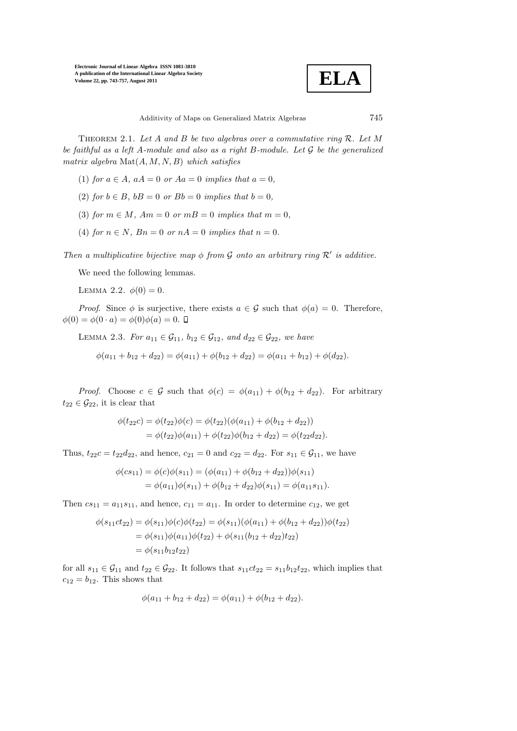THEOREM 2.1. *Let $A$ and $B$ be two algebras over a commutative ring $\mathcal{R}$. Let $M$ be faithful as a left $A$-module and also as a right $B$-module. Let $\mathcal{G}$ be the generalized matrix algebra $\mathrm{Mat}(A, M, N, B)$ which satisfies*

(1) *for $a \in A$, $aA = 0$ or $Aa = 0$ implies that $a = 0$,*

(2) *for $b \in B$, $bB = 0$ or $Bb = 0$ implies that $b = 0$,*

(3) *for $m \in M$, $Am = 0$ or $mB = 0$ implies that $m = 0$,*

(4) *for $n \in N$, $Bn = 0$ or $nA = 0$ implies that $n = 0$.*

*Then a multiplicative bijective map $\phi$ from $\mathcal{G}$ onto an arbitrary ring $\mathcal{R}'$ is additive.*

We need the following lemmas.

LEMMA 2.2. $\phi(0) = 0$.

*Proof.* Since $\phi$ is surjective, there exists $a \in \mathcal{G}$ such that $\phi(a) = 0$. Therefore, $\phi(0) = \phi(0 \cdot a) = \phi(0)\phi(a) = 0$. □

LEMMA 2.3. *For $a_{11} \in \mathcal{G}_{11}$, $b_{12} \in \mathcal{G}_{12}$, and $d_{22} \in \mathcal{G}_{22}$, we have*

$$\phi(a_{11} + b_{12} + d_{22}) = \phi(a_{11}) + \phi(b_{12} + d_{22}) = \phi(a_{11} + b_{12}) + \phi(d_{22}).$$

*Proof.* Choose $c \in \mathcal{G}$ such that $\phi(c) = \phi(a_{11}) + \phi(b_{12} + d_{22})$. For arbitrary $t_{22} \in \mathcal{G}_{22}$, it is clear that

$$\begin{aligned}\phi(t_{22}c) &= \phi(t_{22})\phi(c) = \phi(t_{22})(\phi(a_{11}) + \phi(b_{12} + d_{22})) \\ &= \phi(t_{22})\phi(a_{11}) + \phi(t_{22})\phi(b_{12} + d_{22}) = \phi(t_{22}d_{22}).\end{aligned}$$

Thus, $t_{22}c = t_{22}d_{22}$, and hence, $c_{21} = 0$ and $c_{22} = d_{22}$. For $s_{11} \in \mathcal{G}_{11}$, we have

$$\begin{aligned}\phi(cs_{11}) &= \phi(c)\phi(s_{11}) = (\phi(a_{11}) + \phi(b_{12} + d_{22}))\phi(s_{11}) \\ &= \phi(a_{11})\phi(s_{11}) + \phi(b_{12} + d_{22})\phi(s_{11}) = \phi(a_{11}s_{11}).\end{aligned}$$

Then $cs_{11} = a_{11}s_{11}$, and hence, $c_{11} = a_{11}$. In order to determine $c_{12}$, we get

$$\begin{aligned}\phi(s_{11}ct_{22}) &= \phi(s_{11})\phi(c)\phi(t_{22}) = \phi(s_{11})(\phi(a_{11}) + \phi(b_{12} + d_{22}))\phi(t_{22}) \\ &= \phi(s_{11})\phi(a_{11})\phi(t_{22}) + \phi(s_{11}(b_{12} + d_{22})t_{22}) \\ &= \phi(s_{11}b_{12}t_{22})\end{aligned}$$

for all $s_{11} \in \mathcal{G}_{11}$ and $t_{22} \in \mathcal{G}_{22}$. It follows that $s_{11}ct_{22} = s_{11}b_{12}t_{22}$, which implies that $c_{12} = b_{12}$. This shows that

$$\phi(a_{11} + b_{12} + d_{22}) = \phi(a_{11}) + \phi(b_{12} + d_{22}).$$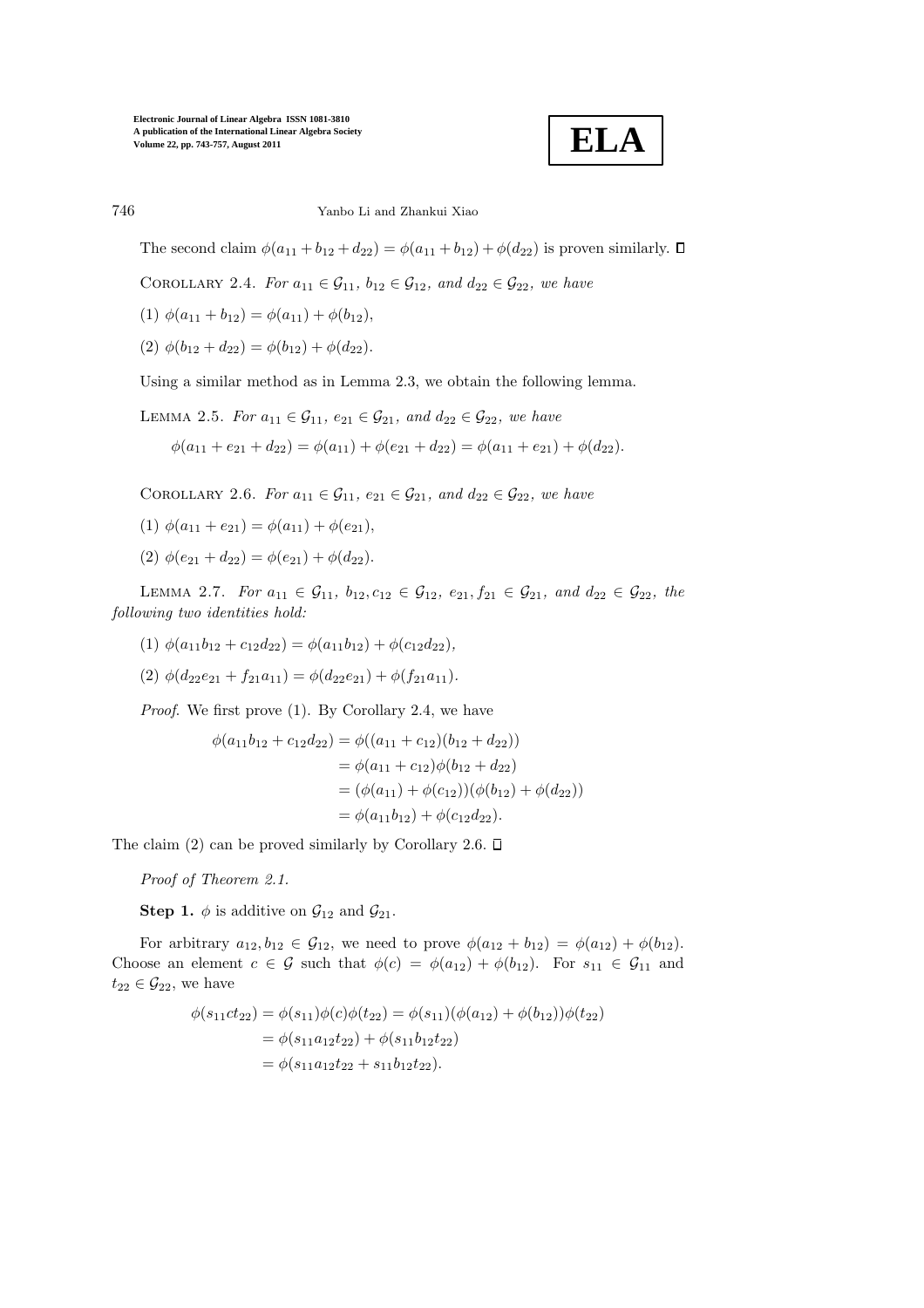The second claim $\phi(a_{11} + b_{12} + d_{22}) = \phi(a_{11} + b_{12}) + \phi(d_{22})$ is proven similarly. $\square$

Corollary 2.4. *For $a_{11} \in \mathcal{G}_{11}$, $b_{12} \in \mathcal{G}_{12}$, and $d_{22} \in \mathcal{G}_{22}$, we have*

(1) $\phi(a_{11} + b_{12}) = \phi(a_{11}) + \phi(b_{12})$,

(2) $\phi(b_{12} + d_{22}) = \phi(b_{12}) + \phi(d_{22})$.

Using a similar method as in Lemma 2.3, we obtain the following lemma.

Lemma 2.5. *For $a_{11} \in \mathcal{G}_{11}$, $e_{21} \in \mathcal{G}_{21}$, and $d_{22} \in \mathcal{G}_{22}$, we have*

$$\phi(a_{11} + e_{21} + d_{22}) = \phi(a_{11}) + \phi(e_{21} + d_{22}) = \phi(a_{11} + e_{21}) + \phi(d_{22}).$$

Corollary 2.6. *For $a_{11} \in \mathcal{G}_{11}$, $e_{21} \in \mathcal{G}_{21}$, and $d_{22} \in \mathcal{G}_{22}$, we have*

(1) $\phi(a_{11} + e_{21}) = \phi(a_{11}) + \phi(e_{21})$,

(2) $\phi(e_{21} + d_{22}) = \phi(e_{21}) + \phi(d_{22})$.

Lemma 2.7. *For $a_{11} \in \mathcal{G}_{11}$, $b_{12}, c_{12} \in \mathcal{G}_{12}$, $e_{21}, f_{21} \in \mathcal{G}_{21}$, and $d_{22} \in \mathcal{G}_{22}$, the following two identities hold:*

(1) $\phi(a_{11}b_{12} + c_{12}d_{22}) = \phi(a_{11}b_{12}) + \phi(c_{12}d_{22})$,

(2) $\phi(d_{22}e_{21} + f_{21}a_{11}) = \phi(d_{22}e_{21}) + \phi(f_{21}a_{11})$.

*Proof.* We first prove (1). By Corollary 2.4, we have

$$\begin{aligned}
\phi(a_{11}b_{12} + c_{12}d_{22}) &= \phi((a_{11} + c_{12})(b_{12} + d_{22})) \\
&= \phi(a_{11} + c_{12})\phi(b_{12} + d_{22}) \\
&= (\phi(a_{11}) + \phi(c_{12}))(\phi(b_{12}) + \phi(d_{22})) \\
&= \phi(a_{11}b_{12}) + \phi(c_{12}d_{22}).
\end{aligned}$$

The claim (2) can be proved similarly by Corollary 2.6. $\square$

*Proof of Theorem 2.1.*

**Step 1.** $\phi$ is additive on $\mathcal{G}_{12}$ and $\mathcal{G}_{21}$.

For arbitrary $a_{12}, b_{12} \in \mathcal{G}_{12}$, we need to prove $\phi(a_{12} + b_{12}) = \phi(a_{12}) + \phi(b_{12})$. Choose an element $c \in \mathcal{G}$ such that $\phi(c) = \phi(a_{12}) + \phi(b_{12})$. For $s_{11} \in \mathcal{G}_{11}$ and $t_{22} \in \mathcal{G}_{22}$, we have

$$\begin{aligned}
\phi(s_{11}ct_{22}) &= \phi(s_{11})\phi(c)\phi(t_{22}) = \phi(s_{11})(\phi(a_{12}) + \phi(b_{12}))\phi(t_{22}) \\
&= \phi(s_{11}a_{12}t_{22}) + \phi(s_{11}b_{12}t_{22}) \\
&= \phi(s_{11}a_{12}t_{22} + s_{11}b_{12}t_{22}).
\end{aligned}$$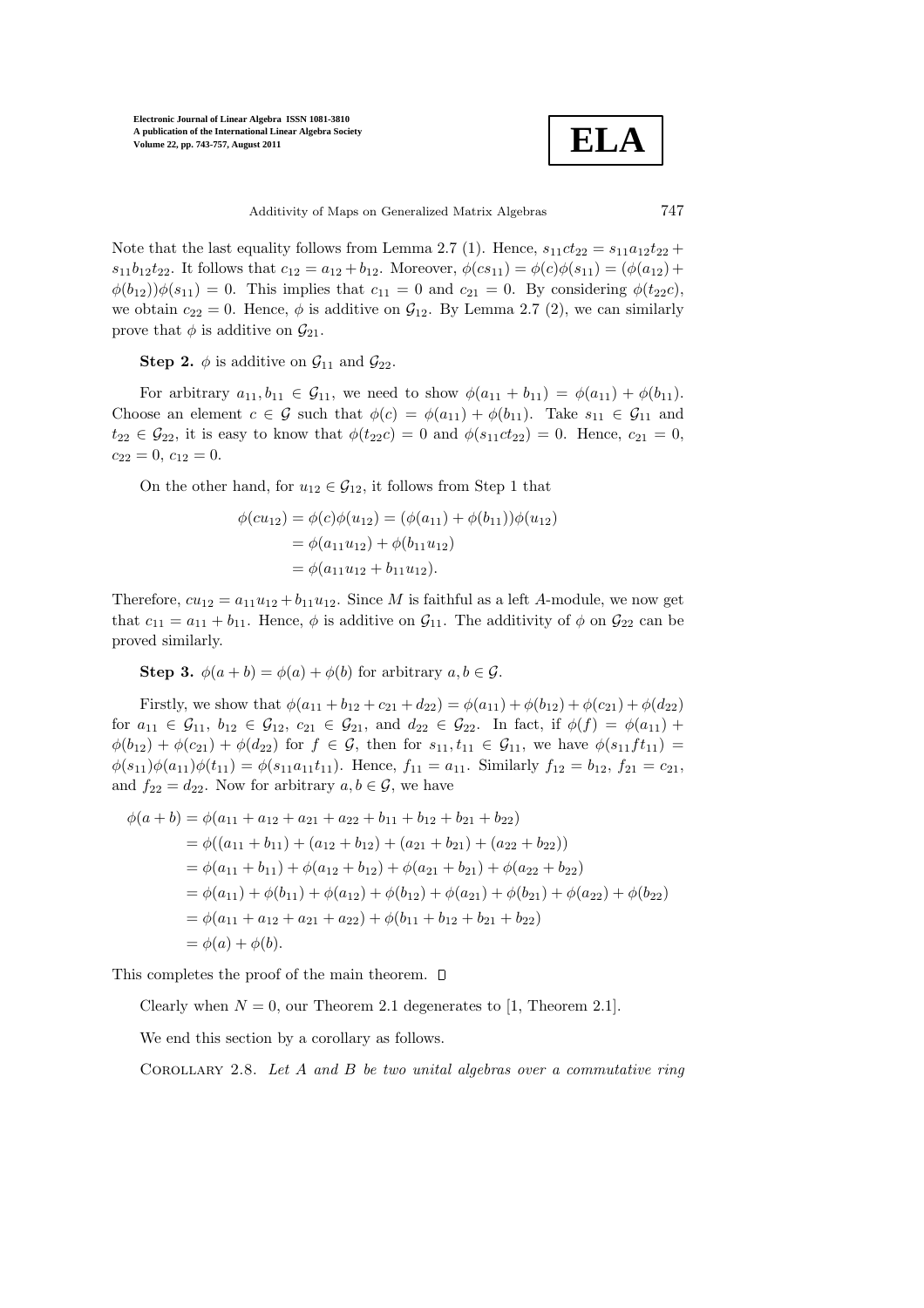Note that the last equality follows from Lemma 2.7 (1). Hence, $s_{11}ct_{22} = s_{11}a_{12}t_{22} + s_{11}b_{12}t_{22}$. It follows that $c_{12} = a_{12} + b_{12}$. Moreover, $\phi(cs_{11}) = \phi(c)\phi(s_{11}) = (\phi(a_{12}) + \phi(b_{12}))\phi(s_{11}) = 0$. This implies that $c_{11} = 0$ and $c_{21} = 0$. By considering $\phi(t_{22}c)$, we obtain $c_{22} = 0$. Hence, $\phi$ is additive on $\mathcal{G}_{12}$. By Lemma 2.7 (2), we can similarly prove that $\phi$ is additive on $\mathcal{G}_{21}$.

**Step 2.** $\phi$ is additive on $\mathcal{G}_{11}$ and $\mathcal{G}_{22}$.

For arbitrary $a_{11}, b_{11} \in \mathcal{G}_{11}$, we need to show $\phi(a_{11} + b_{11}) = \phi(a_{11}) + \phi(b_{11})$. Choose an element $c \in \mathcal{G}$ such that $\phi(c) = \phi(a_{11}) + \phi(b_{11})$. Take $s_{11} \in \mathcal{G}_{11}$ and $t_{22} \in \mathcal{G}_{22}$, it is easy to know that $\phi(t_{22}c) = 0$ and $\phi(s_{11}ct_{22}) = 0$. Hence, $c_{21} = 0$, $c_{22} = 0$, $c_{12} = 0$.

On the other hand, for $u_{12} \in \mathcal{G}_{12}$, it follows from Step 1 that

$$
\begin{aligned}
\phi(cu_{12}) &= \phi(c)\phi(u_{12}) = (\phi(a_{11}) + \phi(b_{11}))\phi(u_{12}) \\
&= \phi(a_{11}u_{12}) + \phi(b_{11}u_{12}) \\
&= \phi(a_{11}u_{12} + b_{11}u_{12}).
\end{aligned}
$$

Therefore, $cu_{12} = a_{11}u_{12} + b_{11}u_{12}$. Since $M$ is faithful as a left $A$-module, we now get that $c_{11} = a_{11} + b_{11}$. Hence, $\phi$ is additive on $\mathcal{G}_{11}$. The additivity of $\phi$ on $\mathcal{G}_{22}$ can be proved similarly.

**Step 3.** $\phi(a + b) = \phi(a) + \phi(b)$ for arbitrary $a, b \in \mathcal{G}$.

Firstly, we show that $\phi(a_{11} + b_{12} + c_{21} + d_{22}) = \phi(a_{11}) + \phi(b_{12}) + \phi(c_{21}) + \phi(d_{22})$ for $a_{11} \in \mathcal{G}_{11}$, $b_{12} \in \mathcal{G}_{12}$, $c_{21} \in \mathcal{G}_{21}$, and $d_{22} \in \mathcal{G}_{22}$. In fact, if $\phi(f) = \phi(a_{11}) + \phi(b_{12}) + \phi(c_{21}) + \phi(d_{22})$ for $f \in \mathcal{G}$, then for $s_{11}, t_{11} \in \mathcal{G}_{11}$, we have $\phi(s_{11}ft_{11}) = \phi(s_{11})\phi(a_{11})\phi(t_{11}) = \phi(s_{11}a_{11}t_{11})$. Hence, $f_{11} = a_{11}$. Similarly $f_{12} = b_{12}$, $f_{21} = c_{21}$, and $f_{22} = d_{22}$. Now for arbitrary $a, b \in \mathcal{G}$, we have

$$
\begin{aligned}
\phi(a + b) &= \phi(a_{11} + a_{12} + a_{21} + a_{22} + b_{11} + b_{12} + b_{21} + b_{22}) \\
&= \phi((a_{11} + b_{11}) + (a_{12} + b_{12}) + (a_{21} + b_{21}) + (a_{22} + b_{22})) \\
&= \phi(a_{11} + b_{11}) + \phi(a_{12} + b_{12}) + \phi(a_{21} + b_{21}) + \phi(a_{22} + b_{22}) \\
&= \phi(a_{11}) + \phi(b_{11}) + \phi(a_{12}) + \phi(b_{12}) + \phi(a_{21}) + \phi(b_{21}) + \phi(a_{22}) + \phi(b_{22}) \\
&= \phi(a_{11} + a_{12} + a_{21} + a_{22}) + \phi(b_{11} + b_{12} + b_{21} + b_{22}) \\
&= \phi(a) + \phi(b).
\end{aligned}
$$

This completes the proof of the main theorem. □

Clearly when $N = 0$, our Theorem 2.1 degenerates to [1, Theorem 2.1].

We end this section by a corollary as follows.

COROLLARY 2.8. *Let $A$ and $B$ be two unital algebras over a commutative ring*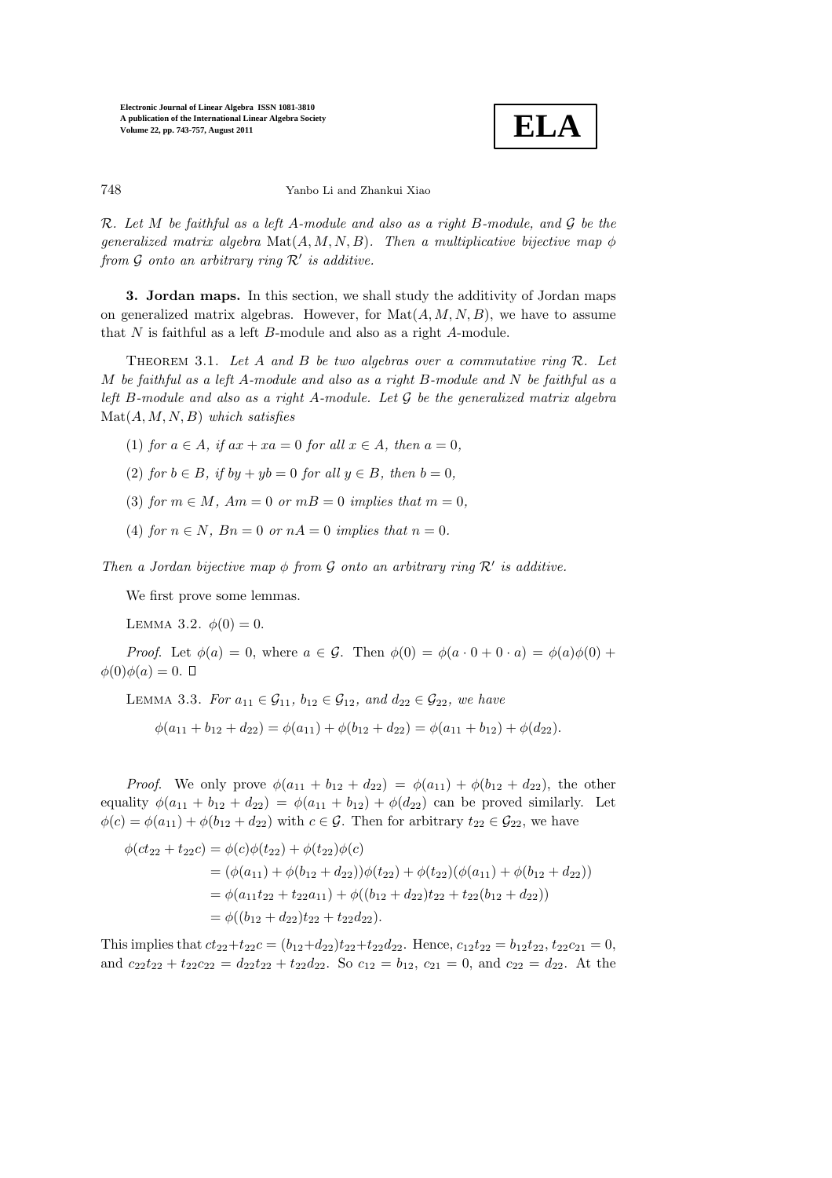$\mathcal{R}$. *Let $M$ be faithful as a left $A$-module and also as a right $B$-module, and $\mathcal{G}$ be the generalized matrix algebra* $\mathrm{Mat}(A, M, N, B)$. *Then a multiplicative bijective map $\phi$ from $\mathcal{G}$ onto an arbitrary ring $\mathcal{R}'$ is additive.*

**3. Jordan maps.** In this section, we shall study the additivity of Jordan maps on generalized matrix algebras. However, for $\mathrm{Mat}(A, M, N, B)$, we have to assume that $N$ is faithful as a left $B$-module and also as a right $A$-module.

Theorem 3.1. *Let $A$ and $B$ be two algebras over a commutative ring $\mathcal{R}$. Let $M$ be faithful as a left $A$-module and also as a right $B$-module and $N$ be faithful as a left $B$-module and also as a right $A$-module. Let $\mathcal{G}$ be the generalized matrix algebra* $\mathrm{Mat}(A, M, N, B)$ *which satisfies*

(1) *for $a \in A$, if $ax + xa = 0$ for all $x \in A$, then $a = 0$,*

(2) *for $b \in B$, if $by + yb = 0$ for all $y \in B$, then $b = 0$,*

(3) *for $m \in M$, $Am = 0$ or $mB = 0$ implies that $m = 0$,*

(4) *for $n \in N$, $Bn = 0$ or $nA = 0$ implies that $n = 0$.*

*Then a Jordan bijective map $\phi$ from $\mathcal{G}$ onto an arbitrary ring $\mathcal{R}'$ is additive.*

We first prove some lemmas.

Lemma 3.2. $\phi(0) = 0$.

*Proof.* Let $\phi(a) = 0$, where $a \in \mathcal{G}$. Then $\phi(0) = \phi(a \cdot 0 + 0 \cdot a) = \phi(a)\phi(0) + \phi(0)\phi(a) = 0$. $\square$

Lemma 3.3. *For $a_{11} \in \mathcal{G}_{11}$, $b_{12} \in \mathcal{G}_{12}$, and $d_{22} \in \mathcal{G}_{22}$, we have*

$$\phi(a_{11} + b_{12} + d_{22}) = \phi(a_{11}) + \phi(b_{12} + d_{22}) = \phi(a_{11} + b_{12}) + \phi(d_{22}).$$

*Proof.* We only prove $\phi(a_{11} + b_{12} + d_{22}) = \phi(a_{11}) + \phi(b_{12} + d_{22})$, the other equality $\phi(a_{11} + b_{12} + d_{22}) = \phi(a_{11} + b_{12}) + \phi(d_{22})$ can be proved similarly. Let $\phi(c) = \phi(a_{11}) + \phi(b_{12} + d_{22})$ with $c \in \mathcal{G}$. Then for arbitrary $t_{22} \in \mathcal{G}_{22}$, we have

$$\begin{aligned}
\phi(ct_{22} + t_{22}c) &= \phi(c)\phi(t_{22}) + \phi(t_{22})\phi(c) \\
&= (\phi(a_{11}) + \phi(b_{12} + d_{22}))\phi(t_{22}) + \phi(t_{22})(\phi(a_{11}) + \phi(b_{12} + d_{22})) \\
&= \phi(a_{11}t_{22} + t_{22}a_{11}) + \phi((b_{12} + d_{22})t_{22} + t_{22}(b_{12} + d_{22})) \\
&= \phi((b_{12} + d_{22})t_{22} + t_{22}d_{22}).
\end{aligned}$$

This implies that $ct_{22} + t_{22}c = (b_{12} + d_{22})t_{22} + t_{22}d_{22}$. Hence, $c_{12}t_{22} = b_{12}t_{22}$, $t_{22}c_{21} = 0$, and $c_{22}t_{22} + t_{22}c_{22} = d_{22}t_{22} + t_{22}d_{22}$. So $c_{12} = b_{12}$, $c_{21} = 0$, and $c_{22} = d_{22}$. At the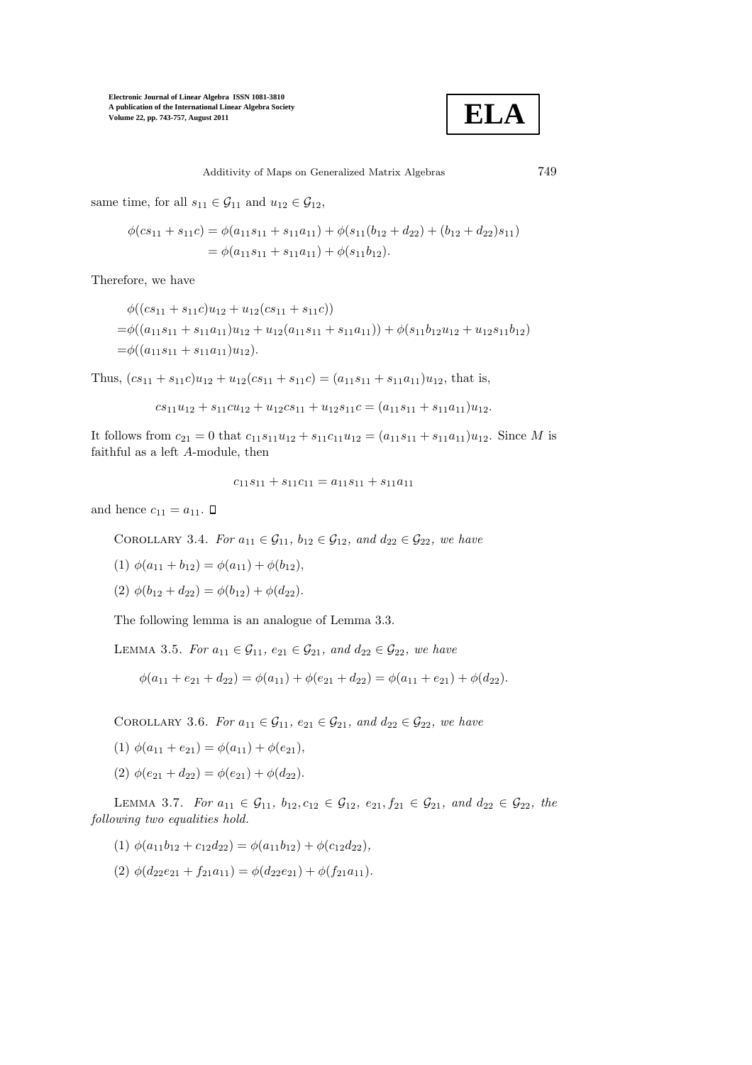same time, for all $s_{11} \in \mathcal{G}_{11}$ and $u_{12} \in \mathcal{G}_{12}$,

$$\begin{aligned} \phi(cs_{11} + s_{11}c) &= \phi(a_{11}s_{11} + s_{11}a_{11}) + \phi(s_{11}(b_{12} + d_{22}) + (b_{12} + d_{22})s_{11}) \\ &= \phi(a_{11}s_{11} + s_{11}a_{11}) + \phi(s_{11}b_{12}). \end{aligned}$$

Therefore, we have

$$\begin{aligned} &\phi((cs_{11} + s_{11}c)u_{12} + u_{12}(cs_{11} + s_{11}c)) \\ =&\phi((a_{11}s_{11} + s_{11}a_{11})u_{12} + u_{12}(a_{11}s_{11} + s_{11}a_{11})) + \phi(s_{11}b_{12}u_{12} + u_{12}s_{11}b_{12}) \\ =&\phi((a_{11}s_{11} + s_{11}a_{11})u_{12}). \end{aligned}$$

Thus, $(cs_{11} + s_{11}c)u_{12} + u_{12}(cs_{11} + s_{11}c) = (a_{11}s_{11} + s_{11}a_{11})u_{12}$, that is,

$$cs_{11}u_{12} + s_{11}cu_{12} + u_{12}cs_{11} + u_{12}s_{11}c = (a_{11}s_{11} + s_{11}a_{11})u_{12}.$$

It follows from $c_{21} = 0$ that $c_{11}s_{11}u_{12} + s_{11}c_{11}u_{12} = (a_{11}s_{11} + s_{11}a_{11})u_{12}$. Since $M$ is faithful as a left $A$-module, then

$$c_{11}s_{11} + s_{11}c_{11} = a_{11}s_{11} + s_{11}a_{11}$$

and hence $c_{11} = a_{11}$. □

Corollary 3.4. *For $a_{11} \in \mathcal{G}_{11}$, $b_{12} \in \mathcal{G}_{12}$, and $d_{22} \in \mathcal{G}_{22}$, we have*

(1) $\phi(a_{11} + b_{12}) = \phi(a_{11}) + \phi(b_{12})$,

(2) $\phi(b_{12} + d_{22}) = \phi(b_{12}) + \phi(d_{22})$.

The following lemma is an analogue of Lemma 3.3.

Lemma 3.5. *For $a_{11} \in \mathcal{G}_{11}$, $e_{21} \in \mathcal{G}_{21}$, and $d_{22} \in \mathcal{G}_{22}$, we have*

$$\phi(a_{11} + e_{21} + d_{22}) = \phi(a_{11}) + \phi(e_{21} + d_{22}) = \phi(a_{11} + e_{21}) + \phi(d_{22}).$$

Corollary 3.6. *For $a_{11} \in \mathcal{G}_{11}$, $e_{21} \in \mathcal{G}_{21}$, and $d_{22} \in \mathcal{G}_{22}$, we have*

(1) $\phi(a_{11} + e_{21}) = \phi(a_{11}) + \phi(e_{21})$,

(2) $\phi(e_{21} + d_{22}) = \phi(e_{21}) + \phi(d_{22})$.

Lemma 3.7. *For $a_{11} \in \mathcal{G}_{11}$, $b_{12}, c_{12} \in \mathcal{G}_{12}$, $e_{21}, f_{21} \in \mathcal{G}_{21}$, and $d_{22} \in \mathcal{G}_{22}$, the following two equalities hold.*

(1) $\phi(a_{11}b_{12} + c_{12}d_{22}) = \phi(a_{11}b_{12}) + \phi(c_{12}d_{22})$,

(2) $\phi(d_{22}e_{21} + f_{21}a_{11}) = \phi(d_{22}e_{21}) + \phi(f_{21}a_{11})$.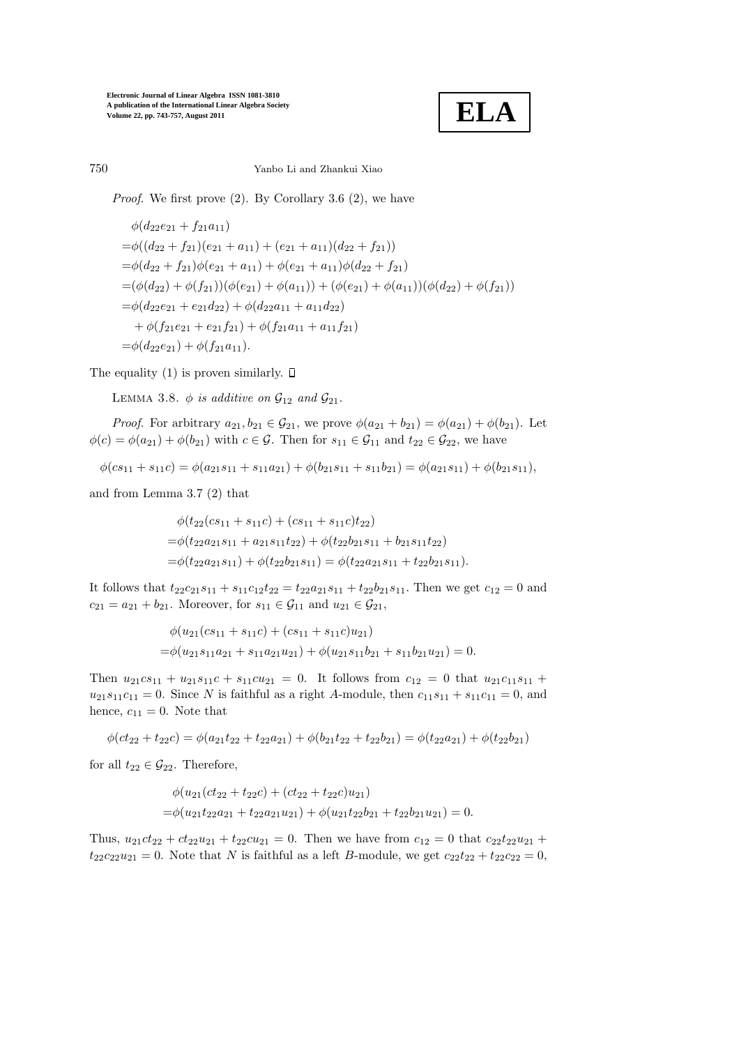*Proof.* We first prove (2). By Corollary 3.6 (2), we have

$$
\begin{aligned}
&\phi(d_{22}e_{21} + f_{21}a_{11}) \\
=&\phi((d_{22} + f_{21})(e_{21} + a_{11}) + (e_{21} + a_{11})(d_{22} + f_{21})) \\
=&\phi(d_{22} + f_{21})\phi(e_{21} + a_{11}) + \phi(e_{21} + a_{11})\phi(d_{22} + f_{21}) \\
=&(\phi(d_{22}) + \phi(f_{21}))(\phi(e_{21}) + \phi(a_{11})) + (\phi(e_{21}) + \phi(a_{11}))(\phi(d_{22}) + \phi(f_{21})) \\
=&\phi(d_{22}e_{21} + e_{21}d_{22}) + \phi(d_{22}a_{11} + a_{11}d_{22}) \\
&+ \phi(f_{21}e_{21} + e_{21}f_{21}) + \phi(f_{21}a_{11} + a_{11}f_{21}) \\
=&\phi(d_{22}e_{21}) + \phi(f_{21}a_{11}).
\end{aligned}
$$

The equality (1) is proven similarly. $\square$

LEMMA 3.8. *$\phi$ is additive on $\mathcal{G}_{12}$ and $\mathcal{G}_{21}$.*

*Proof.* For arbitrary $a_{21}, b_{21} \in \mathcal{G}_{21}$, we prove $\phi(a_{21} + b_{21}) = \phi(a_{21}) + \phi(b_{21})$. Let $\phi(c) = \phi(a_{21}) + \phi(b_{21})$ with $c \in \mathcal{G}$. Then for $s_{11} \in \mathcal{G}_{11}$ and $t_{22} \in \mathcal{G}_{22}$, we have

$$
\phi(cs_{11} + s_{11}c) = \phi(a_{21}s_{11} + s_{11}a_{21}) + \phi(b_{21}s_{11} + s_{11}b_{21}) = \phi(a_{21}s_{11}) + \phi(b_{21}s_{11}),
$$

and from Lemma 3.7 (2) that

$$
\begin{aligned}
&\phi(t_{22}(cs_{11} + s_{11}c) + (cs_{11} + s_{11}c)t_{22}) \\
=&\phi(t_{22}a_{21}s_{11} + a_{21}s_{11}t_{22}) + \phi(t_{22}b_{21}s_{11} + b_{21}s_{11}t_{22}) \\
=&\phi(t_{22}a_{21}s_{11}) + \phi(t_{22}b_{21}s_{11}) = \phi(t_{22}a_{21}s_{11} + t_{22}b_{21}s_{11}).
\end{aligned}
$$

It follows that $t_{22}c_{21}s_{11} + s_{11}c_{12}t_{22} = t_{22}a_{21}s_{11} + t_{22}b_{21}s_{11}$. Then we get $c_{12} = 0$ and $c_{21} = a_{21} + b_{21}$. Moreover, for $s_{11} \in \mathcal{G}_{11}$ and $u_{21} \in \mathcal{G}_{21}$,

$$
\begin{aligned}
&\phi(u_{21}(cs_{11} + s_{11}c) + (cs_{11} + s_{11}c)u_{21}) \\
=&\phi(u_{21}s_{11}a_{21} + s_{11}a_{21}u_{21}) + \phi(u_{21}s_{11}b_{21} + s_{11}b_{21}u_{21}) = 0.
\end{aligned}
$$

Then $u_{21}cs_{11} + u_{21}s_{11}c + s_{11}cu_{21} = 0$. It follows from $c_{12} = 0$ that $u_{21}c_{11}s_{11} + u_{21}s_{11}c_{11} = 0$. Since $N$ is faithful as a right $A$-module, then $c_{11}s_{11} + s_{11}c_{11} = 0$, and hence, $c_{11} = 0$. Note that

$$
\phi(ct_{22} + t_{22}c) = \phi(a_{21}t_{22} + t_{22}a_{21}) + \phi(b_{21}t_{22} + t_{22}b_{21}) = \phi(t_{22}a_{21}) + \phi(t_{22}b_{21})
$$

for all $t_{22} \in \mathcal{G}_{22}$. Therefore,

$$
\begin{aligned}
&\phi(u_{21}(ct_{22} + t_{22}c) + (ct_{22} + t_{22}c)u_{21}) \\
=&\phi(u_{21}t_{22}a_{21} + t_{22}a_{21}u_{21}) + \phi(u_{21}t_{22}b_{21} + t_{22}b_{21}u_{21}) = 0.
\end{aligned}
$$

Thus, $u_{21}ct_{22} + ct_{22}u_{21} + t_{22}cu_{21} = 0$. Then we have from $c_{12} = 0$ that $c_{22}t_{22}u_{21} + t_{22}c_{22}u_{21} = 0$. Note that $N$ is faithful as a left $B$-module, we get $c_{22}t_{22} + t_{22}c_{22} = 0$,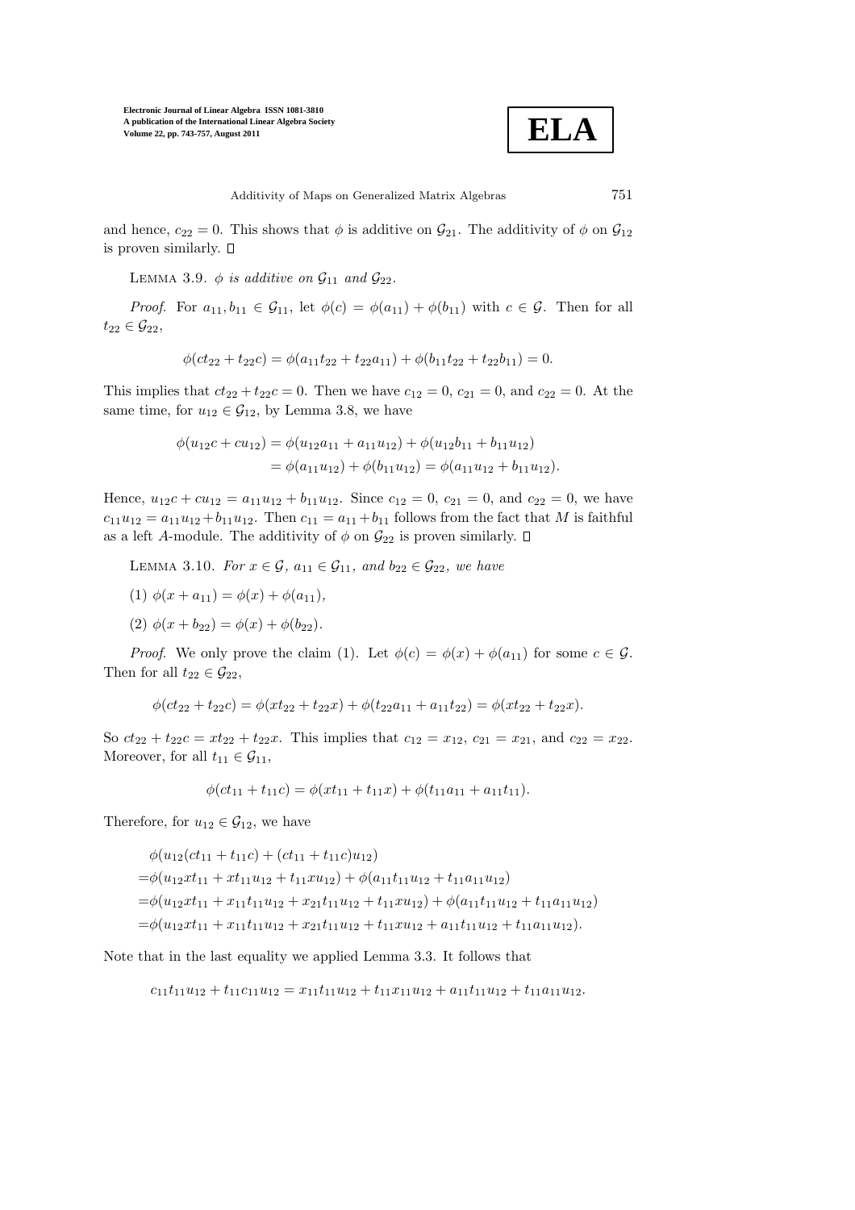and hence, $c_{22} = 0$. This shows that $\phi$ is additive on $\mathcal{G}_{21}$. The additivity of $\phi$ on $\mathcal{G}_{12}$ is proven similarly. □

LEMMA 3.9. *$\phi$ is additive on $\mathcal{G}_{11}$ and $\mathcal{G}_{22}$.*

*Proof.* For $a_{11}, b_{11} \in \mathcal{G}_{11}$, let $\phi(c) = \phi(a_{11}) + \phi(b_{11})$ with $c \in \mathcal{G}$. Then for all $t_{22} \in \mathcal{G}_{22}$,

$$\phi(ct_{22} + t_{22}c) = \phi(a_{11}t_{22} + t_{22}a_{11}) + \phi(b_{11}t_{22} + t_{22}b_{11}) = 0.$$

This implies that $ct_{22} + t_{22}c = 0$. Then we have $c_{12} = 0$, $c_{21} = 0$, and $c_{22} = 0$. At the same time, for $u_{12} \in \mathcal{G}_{12}$, by Lemma 3.8, we have

$$\begin{aligned}\phi(u_{12}c + cu_{12}) &= \phi(u_{12}a_{11} + a_{11}u_{12}) + \phi(u_{12}b_{11} + b_{11}u_{12})\\ &= \phi(a_{11}u_{12}) + \phi(b_{11}u_{12}) = \phi(a_{11}u_{12} + b_{11}u_{12}).\end{aligned}$$

Hence, $u_{12}c + cu_{12} = a_{11}u_{12} + b_{11}u_{12}$. Since $c_{12} = 0$, $c_{21} = 0$, and $c_{22} = 0$, we have $c_{11}u_{12} = a_{11}u_{12} + b_{11}u_{12}$. Then $c_{11} = a_{11} + b_{11}$ follows from the fact that $M$ is faithful as a left $A$-module. The additivity of $\phi$ on $\mathcal{G}_{22}$ is proven similarly. □

LEMMA 3.10. *For $x \in \mathcal{G}$, $a_{11} \in \mathcal{G}_{11}$, and $b_{22} \in \mathcal{G}_{22}$, we have*

(1) $\phi(x + a_{11}) = \phi(x) + \phi(a_{11})$,

(2) $\phi(x + b_{22}) = \phi(x) + \phi(b_{22})$.

*Proof.* We only prove the claim (1). Let $\phi(c) = \phi(x) + \phi(a_{11})$ for some $c \in \mathcal{G}$. Then for all $t_{22} \in \mathcal{G}_{22}$,

$$\phi(ct_{22} + t_{22}c) = \phi(xt_{22} + t_{22}x) + \phi(t_{22}a_{11} + a_{11}t_{22}) = \phi(xt_{22} + t_{22}x).$$

So $ct_{22} + t_{22}c = xt_{22} + t_{22}x$. This implies that $c_{12} = x_{12}$, $c_{21} = x_{21}$, and $c_{22} = x_{22}$. Moreover, for all $t_{11} \in \mathcal{G}_{11}$,

$$\phi(ct_{11} + t_{11}c) = \phi(xt_{11} + t_{11}x) + \phi(t_{11}a_{11} + a_{11}t_{11}).$$

Therefore, for $u_{12} \in \mathcal{G}_{12}$, we have

$$\begin{aligned}&\phi(u_{12}(ct_{11} + t_{11}c) + (ct_{11} + t_{11}c)u_{12})\\ =&\phi(u_{12}xt_{11} + xt_{11}u_{12} + t_{11}xu_{12}) + \phi(a_{11}t_{11}u_{12} + t_{11}a_{11}u_{12})\\ =&\phi(u_{12}xt_{11} + x_{11}t_{11}u_{12} + x_{21}t_{11}u_{12} + t_{11}xu_{12}) + \phi(a_{11}t_{11}u_{12} + t_{11}a_{11}u_{12})\\ =&\phi(u_{12}xt_{11} + x_{11}t_{11}u_{12} + x_{21}t_{11}u_{12} + t_{11}xu_{12} + a_{11}t_{11}u_{12} + t_{11}a_{11}u_{12}).\end{aligned}$$

Note that in the last equality we applied Lemma 3.3. It follows that

$$c_{11}t_{11}u_{12} + t_{11}c_{11}u_{12} = x_{11}t_{11}u_{12} + t_{11}x_{11}u_{12} + a_{11}t_{11}u_{12} + t_{11}a_{11}u_{12}.$$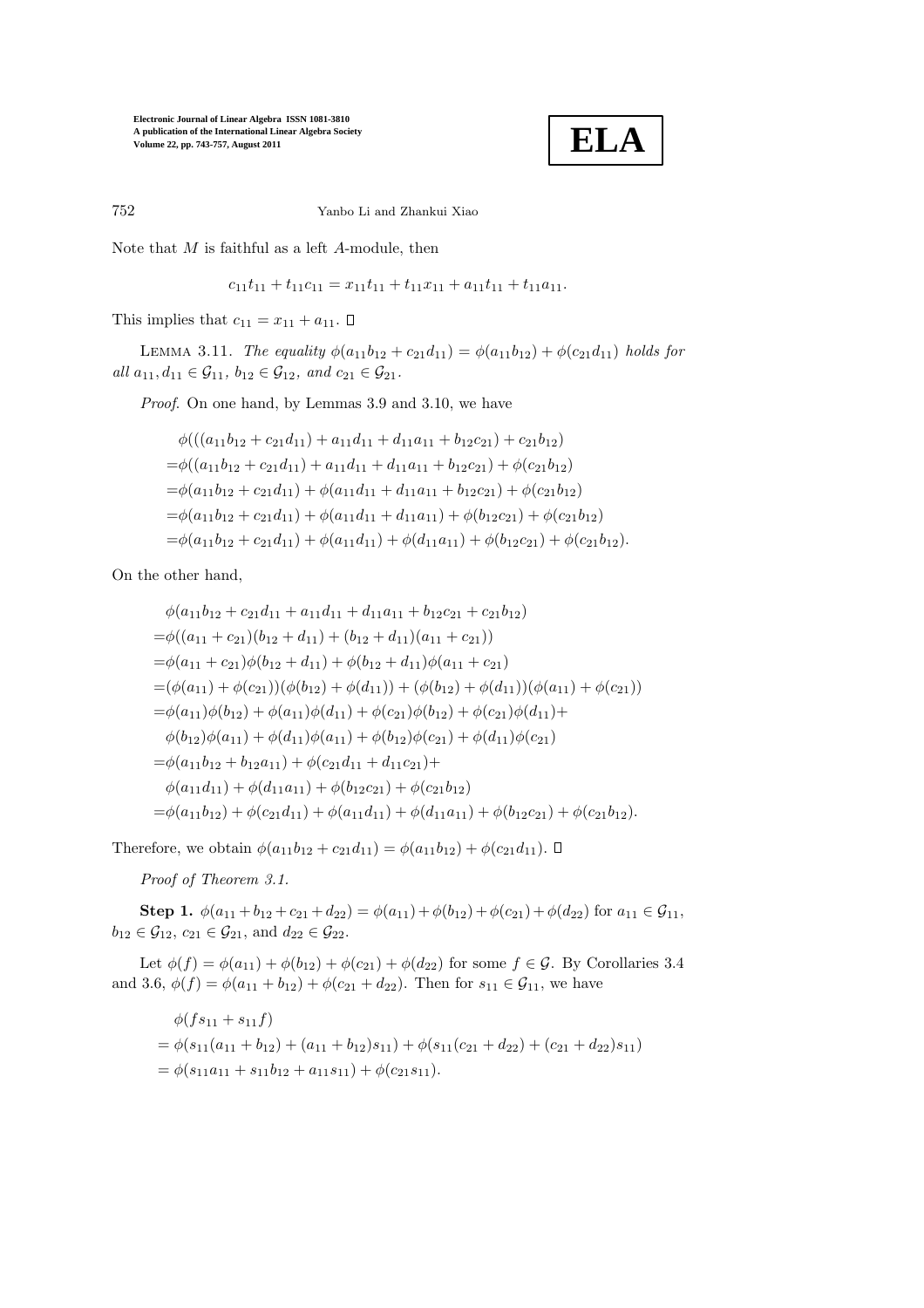Note that $M$ is faithful as a left $A$-module, then

$$c_{11}t_{11} + t_{11}c_{11} = x_{11}t_{11} + t_{11}x_{11} + a_{11}t_{11} + t_{11}a_{11}.$$

This implies that $c_{11} = x_{11} + a_{11}$. □

LEMMA 3.11. *The equality $\phi(a_{11}b_{12} + c_{21}d_{11}) = \phi(a_{11}b_{12}) + \phi(c_{21}d_{11})$ holds for all $a_{11}, d_{11} \in \mathcal{G}_{11}$, $b_{12} \in \mathcal{G}_{12}$, and $c_{21} \in \mathcal{G}_{21}$.*

*Proof.* On one hand, by Lemmas 3.9 and 3.10, we have

$$\begin{aligned}
&\phi(((a_{11}b_{12} + c_{21}d_{11}) + a_{11}d_{11} + d_{11}a_{11} + b_{12}c_{21}) + c_{21}b_{12}) \\
=&\phi((a_{11}b_{12} + c_{21}d_{11}) + a_{11}d_{11} + d_{11}a_{11} + b_{12}c_{21}) + \phi(c_{21}b_{12}) \\
=&\phi(a_{11}b_{12} + c_{21}d_{11}) + \phi(a_{11}d_{11} + d_{11}a_{11} + b_{12}c_{21}) + \phi(c_{21}b_{12}) \\
=&\phi(a_{11}b_{12} + c_{21}d_{11}) + \phi(a_{11}d_{11} + d_{11}a_{11}) + \phi(b_{12}c_{21}) + \phi(c_{21}b_{12}) \\
=&\phi(a_{11}b_{12} + c_{21}d_{11}) + \phi(a_{11}d_{11}) + \phi(d_{11}a_{11}) + \phi(b_{12}c_{21}) + \phi(c_{21}b_{12}).
\end{aligned}$$

On the other hand,

$$\begin{aligned}
&\phi(a_{11}b_{12} + c_{21}d_{11} + a_{11}d_{11} + d_{11}a_{11} + b_{12}c_{21} + c_{21}b_{12}) \\
=&\phi((a_{11} + c_{21})(b_{12} + d_{11}) + (b_{12} + d_{11})(a_{11} + c_{21})) \\
=&\phi(a_{11} + c_{21})\phi(b_{12} + d_{11}) + \phi(b_{12} + d_{11})\phi(a_{11} + c_{21}) \\
=&(\phi(a_{11}) + \phi(c_{21}))(\phi(b_{12}) + \phi(d_{11})) + (\phi(b_{12}) + \phi(d_{11}))(\phi(a_{11}) + \phi(c_{21})) \\
=&\phi(a_{11})\phi(b_{12}) + \phi(a_{11})\phi(d_{11}) + \phi(c_{21})\phi(b_{12}) + \phi(c_{21})\phi(d_{11}) + \\
&\phi(b_{12})\phi(a_{11}) + \phi(d_{11})\phi(a_{11}) + \phi(b_{12})\phi(c_{21}) + \phi(d_{11})\phi(c_{21}) \\
=&\phi(a_{11}b_{12} + b_{12}a_{11}) + \phi(c_{21}d_{11} + d_{11}c_{21}) + \\
&\phi(a_{11}d_{11}) + \phi(d_{11}a_{11}) + \phi(b_{12}c_{21}) + \phi(c_{21}b_{12}) \\
=&\phi(a_{11}b_{12}) + \phi(c_{21}d_{11}) + \phi(a_{11}d_{11}) + \phi(d_{11}a_{11}) + \phi(b_{12}c_{21}) + \phi(c_{21}b_{12}).
\end{aligned}$$

Therefore, we obtain $\phi(a_{11}b_{12} + c_{21}d_{11}) = \phi(a_{11}b_{12}) + \phi(c_{21}d_{11})$. □

*Proof of Theorem 3.1.*

**Step 1.** $\phi(a_{11} + b_{12} + c_{21} + d_{22}) = \phi(a_{11}) + \phi(b_{12}) + \phi(c_{21}) + \phi(d_{22})$ for $a_{11} \in \mathcal{G}_{11}$, $b_{12} \in \mathcal{G}_{12}$, $c_{21} \in \mathcal{G}_{21}$, and $d_{22} \in \mathcal{G}_{22}$.

Let $\phi(f) = \phi(a_{11}) + \phi(b_{12}) + \phi(c_{21}) + \phi(d_{22})$ for some $f \in \mathcal{G}$. By Corollaries 3.4 and 3.6, $\phi(f) = \phi(a_{11} + b_{12}) + \phi(c_{21} + d_{22})$. Then for $s_{11} \in \mathcal{G}_{11}$, we have

$$\begin{aligned}
&\phi(fs_{11} + s_{11}f) \\
=&\ \phi(s_{11}(a_{11} + b_{12}) + (a_{11} + b_{12})s_{11}) + \phi(s_{11}(c_{21} + d_{22}) + (c_{21} + d_{22})s_{11}) \\
=&\ \phi(s_{11}a_{11} + s_{11}b_{12} + a_{11}s_{11}) + \phi(c_{21}s_{11}).
\end{aligned}$$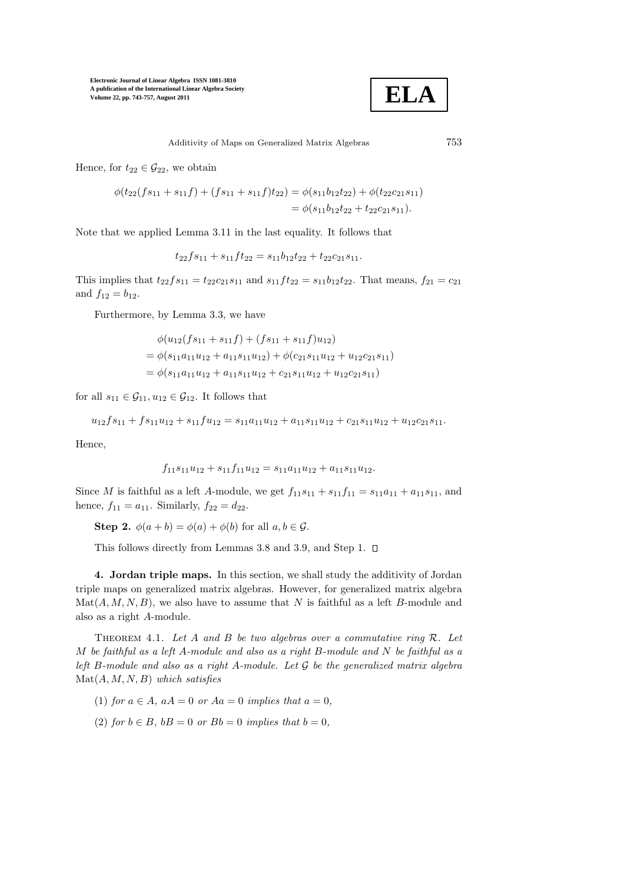Hence, for $t_{22} \in \mathcal{G}_{22}$, we obtain

$$\begin{aligned}\phi(t_{22}(fs_{11} + s_{11}f) + (fs_{11} + s_{11}f)t_{22}) &= \phi(s_{11}b_{12}t_{22}) + \phi(t_{22}c_{21}s_{11}) \\ &= \phi(s_{11}b_{12}t_{22} + t_{22}c_{21}s_{11}).\end{aligned}$$

Note that we applied Lemma 3.11 in the last equality. It follows that

$$t_{22}fs_{11} + s_{11}ft_{22} = s_{11}b_{12}t_{22} + t_{22}c_{21}s_{11}.$$

This implies that $t_{22}fs_{11} = t_{22}c_{21}s_{11}$ and $s_{11}ft_{22} = s_{11}b_{12}t_{22}$. That means, $f_{21} = c_{21}$ and $f_{12} = b_{12}$.

Furthermore, by Lemma 3.3, we have

$$\begin{aligned}&\phi(u_{12}(fs_{11} + s_{11}f) + (fs_{11} + s_{11}f)u_{12}) \\ &= \phi(s_{11}a_{11}u_{12} + a_{11}s_{11}u_{12}) + \phi(c_{21}s_{11}u_{12} + u_{12}c_{21}s_{11}) \\ &= \phi(s_{11}a_{11}u_{12} + a_{11}s_{11}u_{12} + c_{21}s_{11}u_{12} + u_{12}c_{21}s_{11})\end{aligned}$$

for all $s_{11} \in \mathcal{G}_{11}, u_{12} \in \mathcal{G}_{12}$. It follows that

$$u_{12}fs_{11} + fs_{11}u_{12} + s_{11}fu_{12} = s_{11}a_{11}u_{12} + a_{11}s_{11}u_{12} + c_{21}s_{11}u_{12} + u_{12}c_{21}s_{11}.$$

Hence,

$$f_{11}s_{11}u_{12} + s_{11}f_{11}u_{12} = s_{11}a_{11}u_{12} + a_{11}s_{11}u_{12}.$$

Since $M$ is faithful as a left $A$-module, we get $f_{11}s_{11} + s_{11}f_{11} = s_{11}a_{11} + a_{11}s_{11}$, and hence, $f_{11} = a_{11}$. Similarly, $f_{22} = d_{22}$.

**Step 2.** $\phi(a + b) = \phi(a) + \phi(b)$ for all $a, b \in \mathcal{G}$.

This follows directly from Lemmas 3.8 and 3.9, and Step 1. □

**4. Jordan triple maps.** In this section, we shall study the additivity of Jordan triple maps on generalized matrix algebras. However, for generalized matrix algebra $\mathrm{Mat}(A, M, N, B)$, we also have to assume that $N$ is faithful as a left $B$-module and also as a right $A$-module.

Theorem 4.1. *Let $A$ and $B$ be two algebras over a commutative ring $\mathcal{R}$. Let $M$ be faithful as a left $A$-module and also as a right $B$-module and $N$ be faithful as a left $B$-module and also as a right $A$-module. Let $\mathcal{G}$ be the generalized matrix algebra $\mathrm{Mat}(A, M, N, B)$ which satisfies*

(1) *for $a \in A$, $aA = 0$ or $Aa = 0$ implies that $a = 0$,*

(2) *for $b \in B$, $bB = 0$ or $Bb = 0$ implies that $b = 0$,*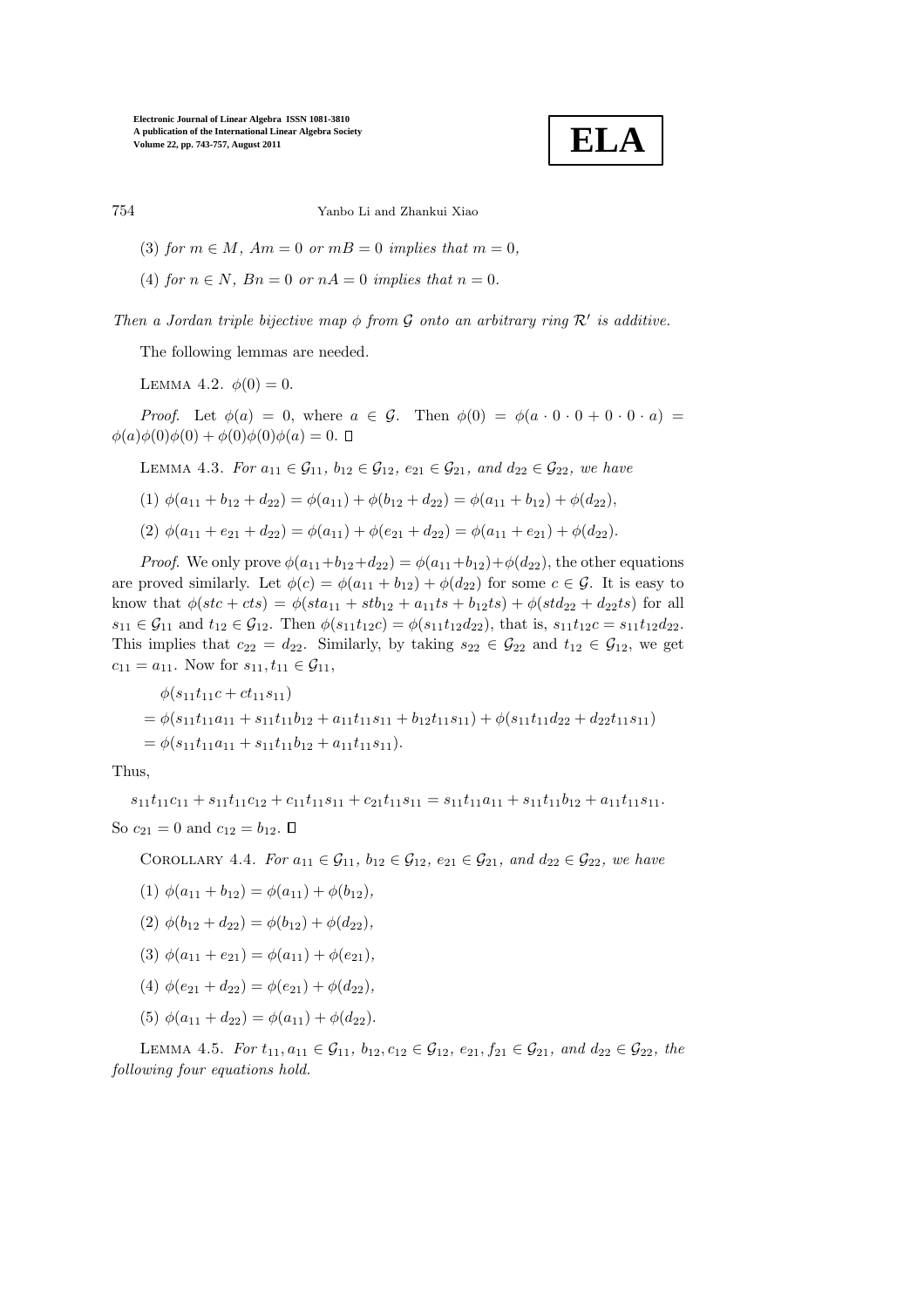(3) *for* $m \in M$, $Am = 0$ *or* $mB = 0$ *implies that* $m = 0$,

(4) *for* $n \in N$, $Bn = 0$ *or* $nA = 0$ *implies that* $n = 0$.

*Then a Jordan triple bijective map* $\phi$ *from* $\mathcal{G}$ *onto an arbitrary ring* $\mathcal{R}'$ *is additive.*

The following lemmas are needed.

Lemma 4.2. $\phi(0) = 0$.

*Proof*. Let $\phi(a) = 0$, where $a \in \mathcal{G}$. Then $\phi(0) = \phi(a \cdot 0 \cdot 0 + 0 \cdot 0 \cdot a) = \phi(a)\phi(0)\phi(0) + \phi(0)\phi(0)\phi(a) = 0$. ☐

Lemma 4.3. *For* $a_{11} \in \mathcal{G}_{11}$, $b_{12} \in \mathcal{G}_{12}$, $e_{21} \in \mathcal{G}_{21}$, *and* $d_{22} \in \mathcal{G}_{22}$, *we have*

(1) $\phi(a_{11} + b_{12} + d_{22}) = \phi(a_{11}) + \phi(b_{12} + d_{22}) = \phi(a_{11} + b_{12}) + \phi(d_{22})$,

(2) $\phi(a_{11} + e_{21} + d_{22}) = \phi(a_{11}) + \phi(e_{21} + d_{22}) = \phi(a_{11} + e_{21}) + \phi(d_{22})$.

*Proof*. We only prove $\phi(a_{11}+b_{12}+d_{22}) = \phi(a_{11}+b_{12})+\phi(d_{22})$, the other equations are proved similarly. Let $\phi(c) = \phi(a_{11} + b_{12}) + \phi(d_{22})$ for some $c \in \mathcal{G}$. It is easy to know that $\phi(stc + cts) = \phi(sta_{11} + stb_{12} + a_{11}ts + b_{12}ts) + \phi(std_{22} + d_{22}ts)$ for all $s_{11} \in \mathcal{G}_{11}$ and $t_{12} \in \mathcal{G}_{12}$. Then $\phi(s_{11}t_{12}c) = \phi(s_{11}t_{12}d_{22})$, that is, $s_{11}t_{12}c = s_{11}t_{12}d_{22}$. This implies that $c_{22} = d_{22}$. Similarly, by taking $s_{22} \in \mathcal{G}_{22}$ and $t_{12} \in \mathcal{G}_{12}$, we get $c_{11} = a_{11}$. Now for $s_{11}, t_{11} \in \mathcal{G}_{11}$,

$$
\begin{aligned}
&\phi(s_{11}t_{11}c + ct_{11}s_{11}) \\
&= \phi(s_{11}t_{11}a_{11} + s_{11}t_{11}b_{12} + a_{11}t_{11}s_{11} + b_{12}t_{11}s_{11}) + \phi(s_{11}t_{11}d_{22} + d_{22}t_{11}s_{11}) \\
&= \phi(s_{11}t_{11}a_{11} + s_{11}t_{11}b_{12} + a_{11}t_{11}s_{11}).
\end{aligned}
$$

Thus,

$$
s_{11}t_{11}c_{11} + s_{11}t_{11}c_{12} + c_{11}t_{11}s_{11} + c_{21}t_{11}s_{11} = s_{11}t_{11}a_{11} + s_{11}t_{11}b_{12} + a_{11}t_{11}s_{11}.
$$

So $c_{21} = 0$ and $c_{12} = b_{12}$. ☐

Corollary 4.4. *For* $a_{11} \in \mathcal{G}_{11}$, $b_{12} \in \mathcal{G}_{12}$, $e_{21} \in \mathcal{G}_{21}$, *and* $d_{22} \in \mathcal{G}_{22}$, *we have*

(1) $\phi(a_{11} + b_{12}) = \phi(a_{11}) + \phi(b_{12})$,

(2) $\phi(b_{12} + d_{22}) = \phi(b_{12}) + \phi(d_{22})$,

(3) $\phi(a_{11} + e_{21}) = \phi(a_{11}) + \phi(e_{21})$,

(4) $\phi(e_{21} + d_{22}) = \phi(e_{21}) + \phi(d_{22})$,

(5) $\phi(a_{11} + d_{22}) = \phi(a_{11}) + \phi(d_{22})$.

Lemma 4.5. *For* $t_{11}, a_{11} \in \mathcal{G}_{11}$, $b_{12}, c_{12} \in \mathcal{G}_{12}$, $e_{21}, f_{21} \in \mathcal{G}_{21}$, *and* $d_{22} \in \mathcal{G}_{22}$, *the following four equations hold.*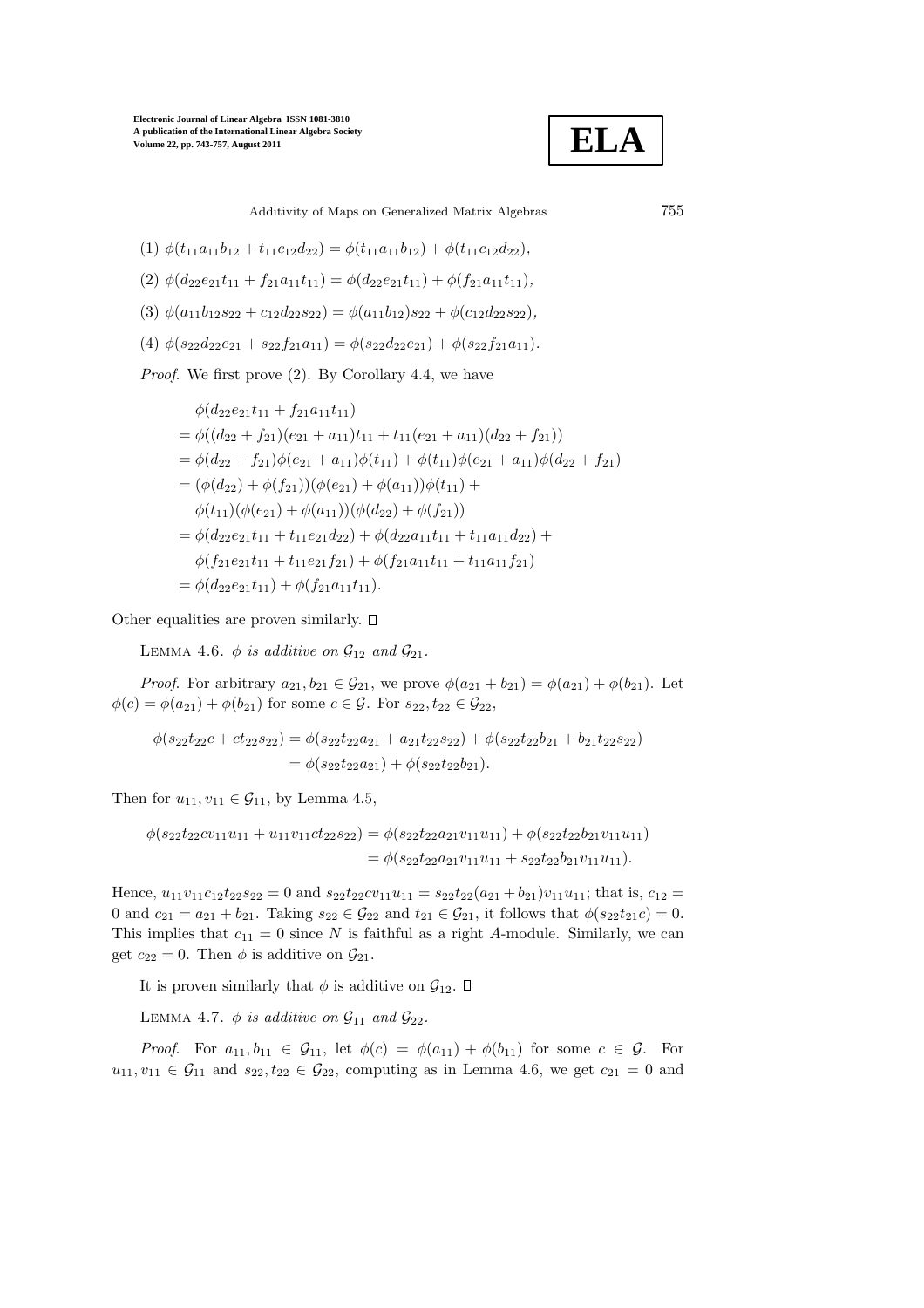(1) $\phi(t_{11}a_{11}b_{12} + t_{11}c_{12}d_{22}) = \phi(t_{11}a_{11}b_{12}) + \phi(t_{11}c_{12}d_{22})$,

(2) $\phi(d_{22}e_{21}t_{11} + f_{21}a_{11}t_{11}) = \phi(d_{22}e_{21}t_{11}) + \phi(f_{21}a_{11}t_{11})$,

(3) $\phi(a_{11}b_{12}s_{22} + c_{12}d_{22}s_{22}) = \phi(a_{11}b_{12})s_{22} + \phi(c_{12}d_{22}s_{22})$,

(4) $\phi(s_{22}d_{22}e_{21} + s_{22}f_{21}a_{11}) = \phi(s_{22}d_{22}e_{21}) + \phi(s_{22}f_{21}a_{11})$.

*Proof.* We first prove (2). By Corollary 4.4, we have

$$
\begin{aligned}
&\phi(d_{22}e_{21}t_{11} + f_{21}a_{11}t_{11}) \\
&= \phi((d_{22} + f_{21})(e_{21} + a_{11})t_{11} + t_{11}(e_{21} + a_{11})(d_{22} + f_{21})) \\
&= \phi(d_{22} + f_{21})\phi(e_{21} + a_{11})\phi(t_{11}) + \phi(t_{11})\phi(e_{21} + a_{11})\phi(d_{22} + f_{21}) \\
&= (\phi(d_{22}) + \phi(f_{21}))(\phi(e_{21}) + \phi(a_{11}))\phi(t_{11}) + \\
&\quad \phi(t_{11})(\phi(e_{21}) + \phi(a_{11}))(\phi(d_{22}) + \phi(f_{21})) \\
&= \phi(d_{22}e_{21}t_{11} + t_{11}e_{21}d_{22}) + \phi(d_{22}a_{11}t_{11} + t_{11}a_{11}d_{22}) + \\
&\quad \phi(f_{21}e_{21}t_{11} + t_{11}e_{21}f_{21}) + \phi(f_{21}a_{11}t_{11} + t_{11}a_{11}f_{21}) \\
&= \phi(d_{22}e_{21}t_{11}) + \phi(f_{21}a_{11}t_{11}).
\end{aligned}
$$

Other equalities are proven similarly. □

LEMMA 4.6. *$\phi$ is additive on $\mathcal{G}_{12}$ and $\mathcal{G}_{21}$.*

*Proof.* For arbitrary $a_{21}, b_{21} \in \mathcal{G}_{21}$, we prove $\phi(a_{21} + b_{21}) = \phi(a_{21}) + \phi(b_{21})$. Let $\phi(c) = \phi(a_{21}) + \phi(b_{21})$ for some $c \in \mathcal{G}$. For $s_{22}, t_{22} \in \mathcal{G}_{22}$,

$$
\begin{aligned}
\phi(s_{22}t_{22}c + ct_{22}s_{22}) &= \phi(s_{22}t_{22}a_{21} + a_{21}t_{22}s_{22}) + \phi(s_{22}t_{22}b_{21} + b_{21}t_{22}s_{22}) \\
&= \phi(s_{22}t_{22}a_{21}) + \phi(s_{22}t_{22}b_{21}).
\end{aligned}
$$

Then for $u_{11}, v_{11} \in \mathcal{G}_{11}$, by Lemma 4.5,

$$
\begin{aligned}
\phi(s_{22}t_{22}cv_{11}u_{11} + u_{11}v_{11}ct_{22}s_{22}) &= \phi(s_{22}t_{22}a_{21}v_{11}u_{11}) + \phi(s_{22}t_{22}b_{21}v_{11}u_{11}) \\
&= \phi(s_{22}t_{22}a_{21}v_{11}u_{11} + s_{22}t_{22}b_{21}v_{11}u_{11}).
\end{aligned}
$$

Hence, $u_{11}v_{11}c_{12}t_{22}s_{22} = 0$ and $s_{22}t_{22}cv_{11}u_{11} = s_{22}t_{22}(a_{21} + b_{21})v_{11}u_{11}$; that is, $c_{12} = 0$ and $c_{21} = a_{21} + b_{21}$. Taking $s_{22} \in \mathcal{G}_{22}$ and $t_{21} \in \mathcal{G}_{21}$, it follows that $\phi(s_{22}t_{21}c) = 0$. This implies that $c_{11} = 0$ since $N$ is faithful as a right $A$-module. Similarly, we can get $c_{22} = 0$. Then $\phi$ is additive on $\mathcal{G}_{21}$.

It is proven similarly that $\phi$ is additive on $\mathcal{G}_{12}$. □

LEMMA 4.7. *$\phi$ is additive on $\mathcal{G}_{11}$ and $\mathcal{G}_{22}$.*

*Proof.* For $a_{11}, b_{11} \in \mathcal{G}_{11}$, let $\phi(c) = \phi(a_{11}) + \phi(b_{11})$ for some $c \in \mathcal{G}$. For $u_{11}, v_{11} \in \mathcal{G}_{11}$ and $s_{22}, t_{22} \in \mathcal{G}_{22}$, computing as in Lemma 4.6, we get $c_{21} = 0$ and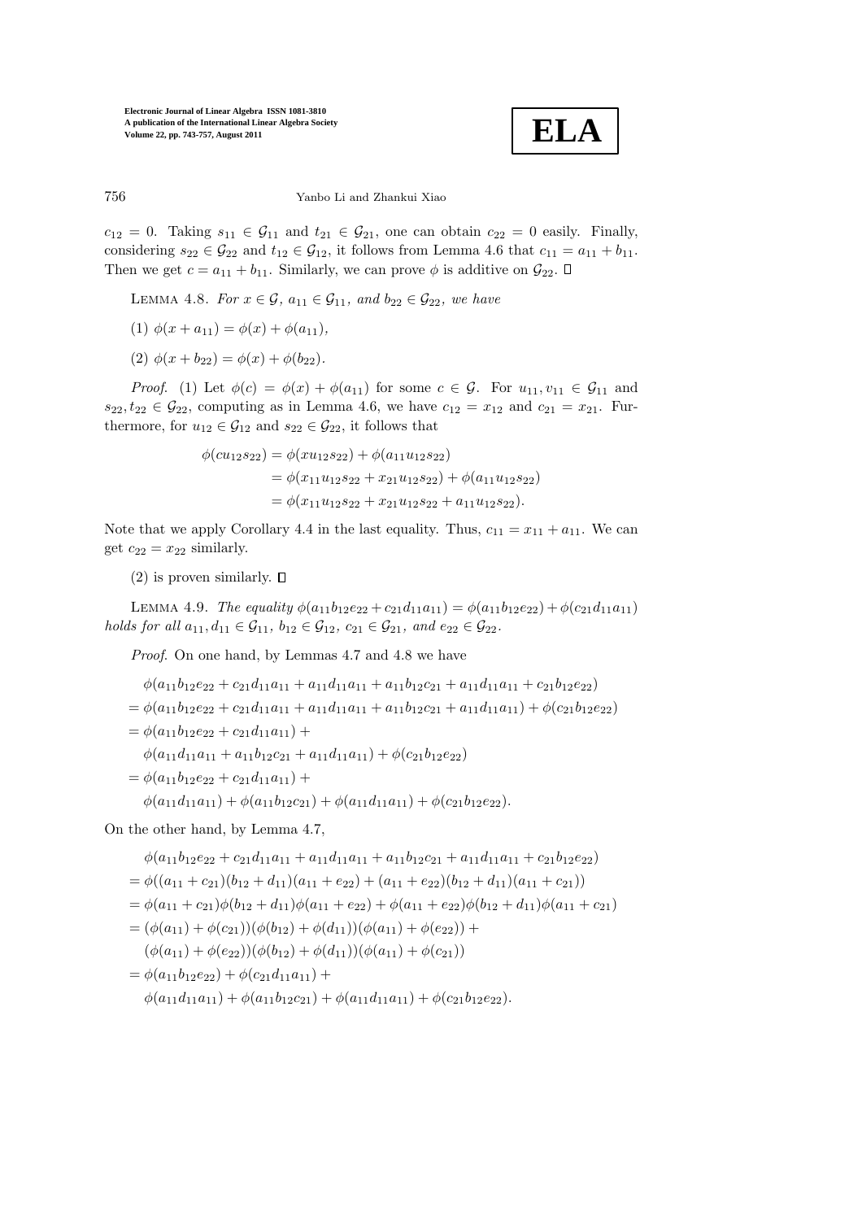$c_{12} = 0$. Taking $s_{11} \in \mathcal{G}_{11}$ and $t_{21} \in \mathcal{G}_{21}$, one can obtain $c_{22} = 0$ easily. Finally, considering $s_{22} \in \mathcal{G}_{22}$ and $t_{12} \in \mathcal{G}_{12}$, it follows from Lemma 4.6 that $c_{11} = a_{11} + b_{11}$. Then we get $c = a_{11} + b_{11}$. Similarly, we can prove $\phi$ is additive on $\mathcal{G}_{22}$. □

Lemma 4.8. *For $x \in \mathcal{G}$, $a_{11} \in \mathcal{G}_{11}$, and $b_{22} \in \mathcal{G}_{22}$, we have*

(1) $\phi(x + a_{11}) = \phi(x) + \phi(a_{11})$,

(2) $\phi(x + b_{22}) = \phi(x) + \phi(b_{22})$.

*Proof*. (1) Let $\phi(c) = \phi(x) + \phi(a_{11})$ for some $c \in \mathcal{G}$. For $u_{11}, v_{11} \in \mathcal{G}_{11}$ and $s_{22}, t_{22} \in \mathcal{G}_{22}$, computing as in Lemma 4.6, we have $c_{12} = x_{12}$ and $c_{21} = x_{21}$. Furthermore, for $u_{12} \in \mathcal{G}_{12}$ and $s_{22} \in \mathcal{G}_{22}$, it follows that

$$\begin{aligned}
\phi(cu_{12}s_{22}) &= \phi(xu_{12}s_{22}) + \phi(a_{11}u_{12}s_{22}) \\
&= \phi(x_{11}u_{12}s_{22} + x_{21}u_{12}s_{22}) + \phi(a_{11}u_{12}s_{22}) \\
&= \phi(x_{11}u_{12}s_{22} + x_{21}u_{12}s_{22} + a_{11}u_{12}s_{22}).
\end{aligned}$$

Note that we apply Corollary 4.4 in the last equality. Thus, $c_{11} = x_{11} + a_{11}$. We can get $c_{22} = x_{22}$ similarly.

(2) is proven similarly. □

Lemma 4.9. *The equality $\phi(a_{11}b_{12}e_{22} + c_{21}d_{11}a_{11}) = \phi(a_{11}b_{12}e_{22}) + \phi(c_{21}d_{11}a_{11})$ holds for all $a_{11}, d_{11} \in \mathcal{G}_{11}$, $b_{12} \in \mathcal{G}_{12}$, $c_{21} \in \mathcal{G}_{21}$, and $e_{22} \in \mathcal{G}_{22}$.*

*Proof*. On one hand, by Lemmas 4.7 and 4.8 we have

$$\begin{aligned}
&\phi(a_{11}b_{12}e_{22} + c_{21}d_{11}a_{11} + a_{11}d_{11}a_{11} + a_{11}b_{12}c_{21} + a_{11}d_{11}a_{11} + c_{21}b_{12}e_{22}) \\
&= \phi(a_{11}b_{12}e_{22} + c_{21}d_{11}a_{11} + a_{11}d_{11}a_{11} + a_{11}b_{12}c_{21} + a_{11}d_{11}a_{11}) + \phi(c_{21}b_{12}e_{22}) \\
&= \phi(a_{11}b_{12}e_{22} + c_{21}d_{11}a_{11}) + \\
&\quad \phi(a_{11}d_{11}a_{11} + a_{11}b_{12}c_{21} + a_{11}d_{11}a_{11}) + \phi(c_{21}b_{12}e_{22}) \\
&= \phi(a_{11}b_{12}e_{22} + c_{21}d_{11}a_{11}) + \\
&\quad \phi(a_{11}d_{11}a_{11}) + \phi(a_{11}b_{12}c_{21}) + \phi(a_{11}d_{11}a_{11}) + \phi(c_{21}b_{12}e_{22}).
\end{aligned}$$

On the other hand, by Lemma 4.7,

$$\begin{aligned}
&\phi(a_{11}b_{12}e_{22} + c_{21}d_{11}a_{11} + a_{11}d_{11}a_{11} + a_{11}b_{12}c_{21} + a_{11}d_{11}a_{11} + c_{21}b_{12}e_{22}) \\
&= \phi((a_{11} + c_{21})(b_{12} + d_{11})(a_{11} + e_{22}) + (a_{11} + e_{22})(b_{12} + d_{11})(a_{11} + c_{21})) \\
&= \phi(a_{11} + c_{21})\phi(b_{12} + d_{11})\phi(a_{11} + e_{22}) + \phi(a_{11} + e_{22})\phi(b_{12} + d_{11})\phi(a_{11} + c_{21}) \\
&= (\phi(a_{11}) + \phi(c_{21}))(\phi(b_{12}) + \phi(d_{11}))(\phi(a_{11}) + \phi(e_{22})) + \\
&\quad (\phi(a_{11}) + \phi(e_{22}))(\phi(b_{12}) + \phi(d_{11}))(\phi(a_{11}) + \phi(c_{21})) \\
&= \phi(a_{11}b_{12}e_{22}) + \phi(c_{21}d_{11}a_{11}) + \\
&\quad \phi(a_{11}d_{11}a_{11}) + \phi(a_{11}b_{12}c_{21}) + \phi(a_{11}d_{11}a_{11}) + \phi(c_{21}b_{12}e_{22}).
\end{aligned}$$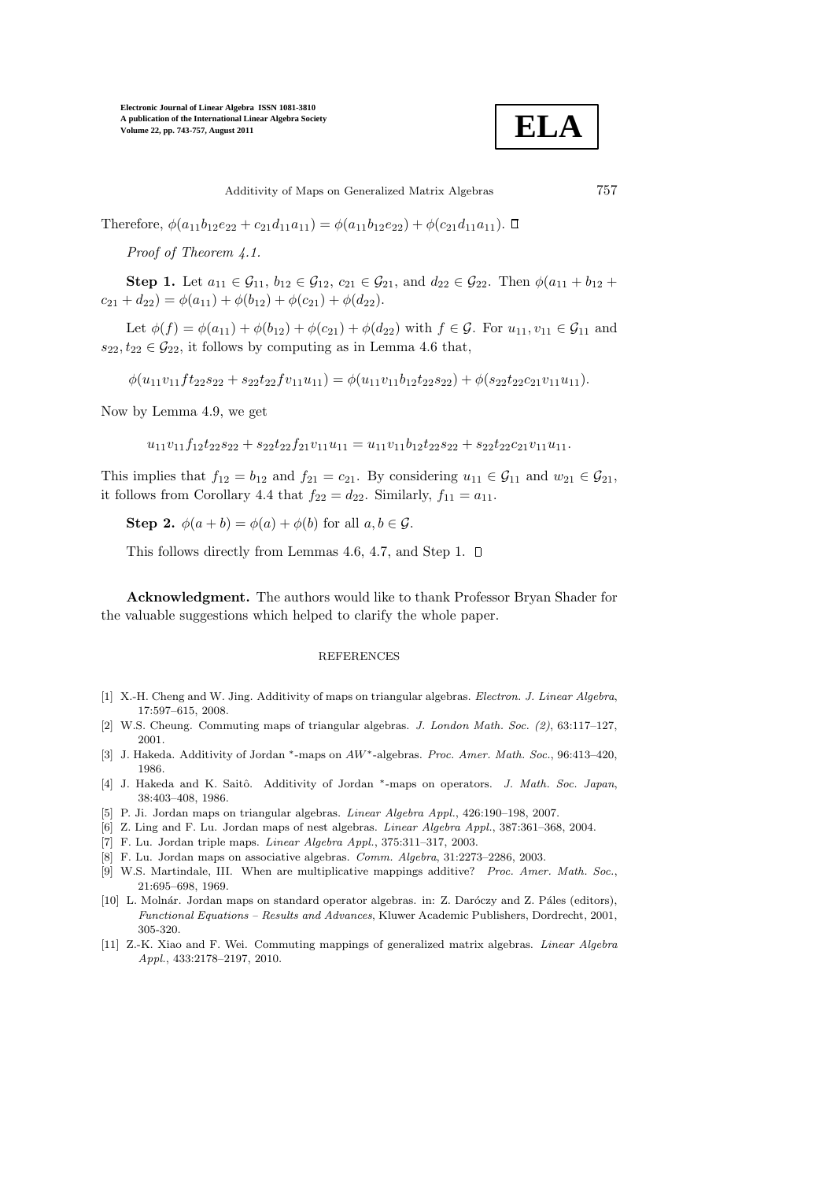Therefore, $\phi(a_{11}b_{12}e_{22} + c_{21}d_{11}a_{11}) = \phi(a_{11}b_{12}e_{22}) + \phi(c_{21}d_{11}a_{11})$. □

*Proof of Theorem 4.1.*

**Step 1.** Let $a_{11} \in \mathcal{G}_{11}$, $b_{12} \in \mathcal{G}_{12}$, $c_{21} \in \mathcal{G}_{21}$, and $d_{22} \in \mathcal{G}_{22}$. Then $\phi(a_{11} + b_{12} + c_{21} + d_{22}) = \phi(a_{11}) + \phi(b_{12}) + \phi(c_{21}) + \phi(d_{22})$.

Let $\phi(f) = \phi(a_{11}) + \phi(b_{12}) + \phi(c_{21}) + \phi(d_{22})$ with $f \in \mathcal{G}$. For $u_{11}, v_{11} \in \mathcal{G}_{11}$ and $s_{22}, t_{22} \in \mathcal{G}_{22}$, it follows by computing as in Lemma 4.6 that,

$$\phi(u_{11}v_{11}ft_{22}s_{22} + s_{22}t_{22}fv_{11}u_{11}) = \phi(u_{11}v_{11}b_{12}t_{22}s_{22}) + \phi(s_{22}t_{22}c_{21}v_{11}u_{11}).$$

Now by Lemma 4.9, we get

$$u_{11}v_{11}f_{12}t_{22}s_{22} + s_{22}t_{22}f_{21}v_{11}u_{11} = u_{11}v_{11}b_{12}t_{22}s_{22} + s_{22}t_{22}c_{21}v_{11}u_{11}.$$

This implies that $f_{12} = b_{12}$ and $f_{21} = c_{21}$. By considering $u_{11} \in \mathcal{G}_{11}$ and $w_{21} \in \mathcal{G}_{21}$, it follows from Corollary 4.4 that $f_{22} = d_{22}$. Similarly, $f_{11} = a_{11}$.

**Step 2.** $\phi(a + b) = \phi(a) + \phi(b)$ for all $a, b \in \mathcal{G}$.

This follows directly from Lemmas 4.6, 4.7, and Step 1. □

**Acknowledgment.** The authors would like to thank Professor Bryan Shader for the valuable suggestions which helped to clarify the whole paper.

## REFERENCES

[1] X.-H. Cheng and W. Jing. Additivity of maps on triangular algebras. *Electron. J. Linear Algebra*, 17:597–615, 2008.

[2] W.S. Cheung. Commuting maps of triangular algebras. *J. London Math. Soc. (2)*, 63:117–127, 2001.

[3] J. Hakeda. Additivity of Jordan *-maps on $AW^*$-algebras. *Proc. Amer. Math. Soc.*, 96:413–420, 1986.

[4] J. Hakeda and K. Saitô. Additivity of Jordan *-maps on operators. *J. Math. Soc. Japan*, 38:403–408, 1986.

[5] P. Ji. Jordan maps on triangular algebras. *Linear Algebra Appl.*, 426:190–198, 2007.

[6] Z. Ling and F. Lu. Jordan maps of nest algebras. *Linear Algebra Appl.*, 387:361–368, 2004.

[7] F. Lu. Jordan triple maps. *Linear Algebra Appl.*, 375:311–317, 2003.

[8] F. Lu. Jordan maps on associative algebras. *Comm. Algebra*, 31:2273–2286, 2003.

[9] W.S. Martindale, III. When are multiplicative mappings additive? *Proc. Amer. Math. Soc.*, 21:695–698, 1969.

[10] L. Molnár. Jordan maps on standard operator algebras. in: Z. Daróczy and Z. Páles (editors), *Functional Equations – Results and Advances*, Kluwer Academic Publishers, Dordrecht, 2001, 305-320.

[11] Z.-K. Xiao and F. Wei. Commuting mappings of generalized matrix algebras. *Linear Algebra Appl.*, 433:2178–2197, 2010.